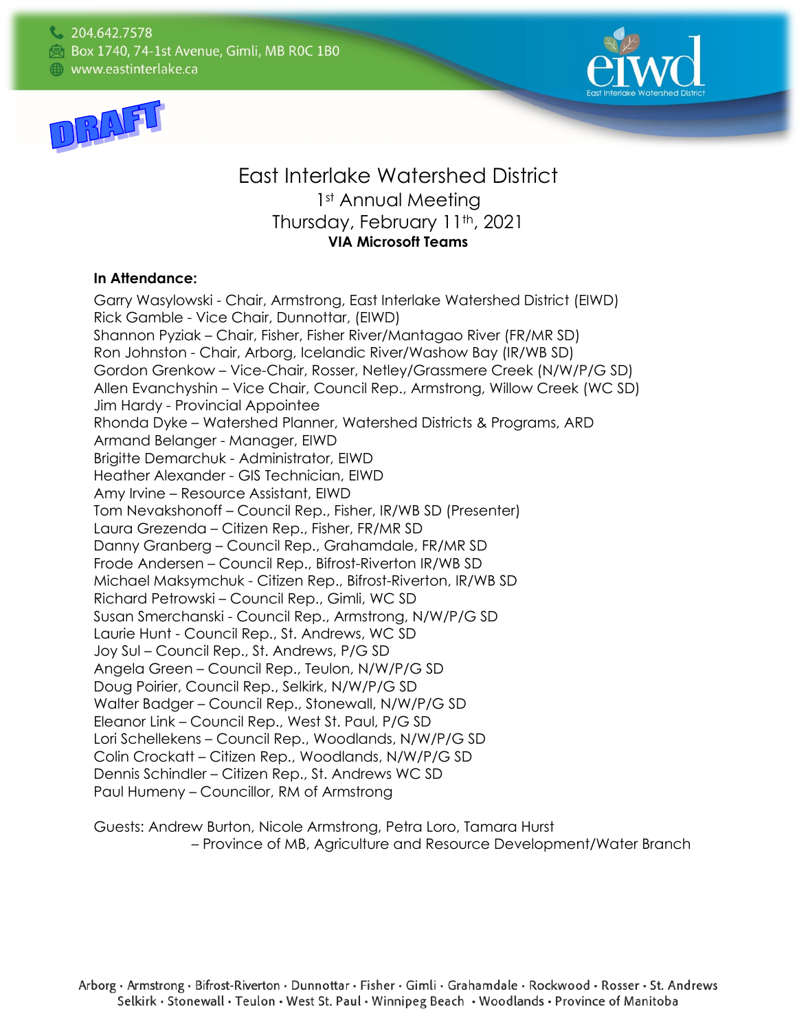204.642.7578
Box 1740, 74-1st Avenue, Gimli, MB R0C 1B0
www.eastinterlake.ca

DRAFT

# East Interlake Watershed District

## 1st Annual Meeting

## Thursday, February 11th, 2021

**VIA Microsoft Teams**

**In Attendance:**

Garry Wasylowski - Chair, Armstrong, East Interlake Watershed District (EIWD)
Rick Gamble - Vice Chair, Dunnottar, (EIWD)
Shannon Pyziak – Chair, Fisher, Fisher River/Mantagao River (FR/MR SD)
Ron Johnston - Chair, Arborg, Icelandic River/Washow Bay (IR/WB SD)
Gordon Grenkow – Vice-Chair, Rosser, Netley/Grassmere Creek (N/W/P/G SD)
Allen Evanchyshin – Vice Chair, Council Rep., Armstrong, Willow Creek (WC SD)
Jim Hardy - Provincial Appointee
Rhonda Dyke – Watershed Planner, Watershed Districts & Programs, ARD
Armand Belanger - Manager, EIWD
Brigitte Demarchuk - Administrator, EIWD
Heather Alexander - GIS Technician, EIWD
Amy Irvine – Resource Assistant, EIWD
Tom Nevakshonoff – Council Rep., Fisher, IR/WB SD (Presenter)
Laura Grezenda – Citizen Rep., Fisher, FR/MR SD
Danny Granberg – Council Rep., Grahamdale, FR/MR SD
Frode Andersen – Council Rep., Bifrost-Riverton IR/WB SD
Michael Maksymchuk - Citizen Rep., Bifrost-Riverton, IR/WB SD
Richard Petrowski – Council Rep., Gimli, WC SD
Susan Smerchanski - Council Rep., Armstrong, N/W/P/G SD
Laurie Hunt - Council Rep., St. Andrews, WC SD
Joy Sul – Council Rep., St. Andrews, P/G SD
Angela Green – Council Rep., Teulon, N/W/P/G SD
Doug Poirier, Council Rep., Selkirk, N/W/P/G SD
Walter Badger – Council Rep., Stonewall, N/W/P/G SD
Eleanor Link – Council Rep., West St. Paul, P/G SD
Lori Schellekens – Council Rep., Woodlands, N/W/P/G SD
Colin Crockatt – Citizen Rep., Woodlands, N/W/P/G SD
Dennis Schindler – Citizen Rep., St. Andrews WC SD
Paul Humeny – Councillor, RM of Armstrong

Guests: Andrew Burton, Nicole Armstrong, Petra Loro, Tamara Hurst
– Province of MB, Agriculture and Resource Development/Water Branch

Arborg · Armstrong · Bifrost-Riverton · Dunnottar · Fisher · Gimli · Grahamdale · Rockwood · Rosser · St. Andrews
Selkirk · Stonewall · Teulon · West St. Paul · Winnipeg Beach · Woodlands · Province of Manitoba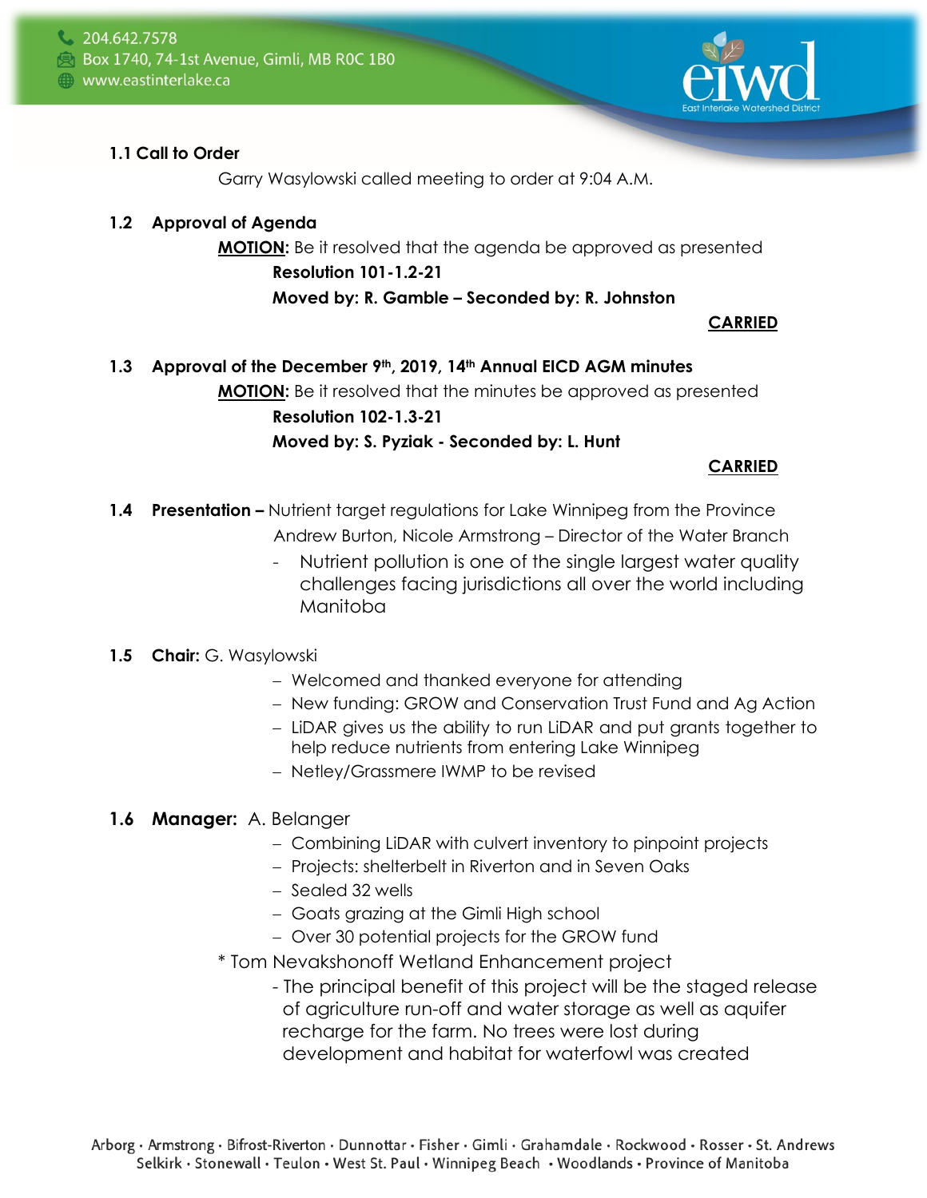**1.1 Call to Order**

Garry Wasylowski called meeting to order at 9:04 A.M.

**1.2 Approval of Agenda**

**MOTION:** Be it resolved that the agenda be approved as presented

**Resolution 101-1.2-21**

**Moved by: R. Gamble – Seconded by: R. Johnston**

**CARRIED**

**1.3 Approval of the December 9th, 2019, 14th Annual EICD AGM minutes**

**MOTION:** Be it resolved that the minutes be approved as presented

**Resolution 102-1.3-21**

**Moved by: S. Pyziak - Seconded by: L. Hunt**

**CARRIED**

**1.4 Presentation –** Nutrient target regulations for Lake Winnipeg from the Province

Andrew Burton, Nicole Armstrong – Director of the Water Branch

- Nutrient pollution is one of the single largest water quality challenges facing jurisdictions all over the world including Manitoba

**1.5 Chair:** G. Wasylowski

- Welcomed and thanked everyone for attending
- New funding: GROW and Conservation Trust Fund and Ag Action
- LiDAR gives us the ability to run LiDAR and put grants together to help reduce nutrients from entering Lake Winnipeg
- Netley/Grassmere IWMP to be revised

**1.6 Manager:** A. Belanger

- Combining LiDAR with culvert inventory to pinpoint projects
- Projects: shelterbelt in Riverton and in Seven Oaks
- Sealed 32 wells
- Goats grazing at the Gimli High school
- Over 30 potential projects for the GROW fund

\* Tom Nevakshonoff Wetland Enhancement project

- The principal benefit of this project will be the staged release of agriculture run-off and water storage as well as aquifer recharge for the farm. No trees were lost during development and habitat for waterfowl was created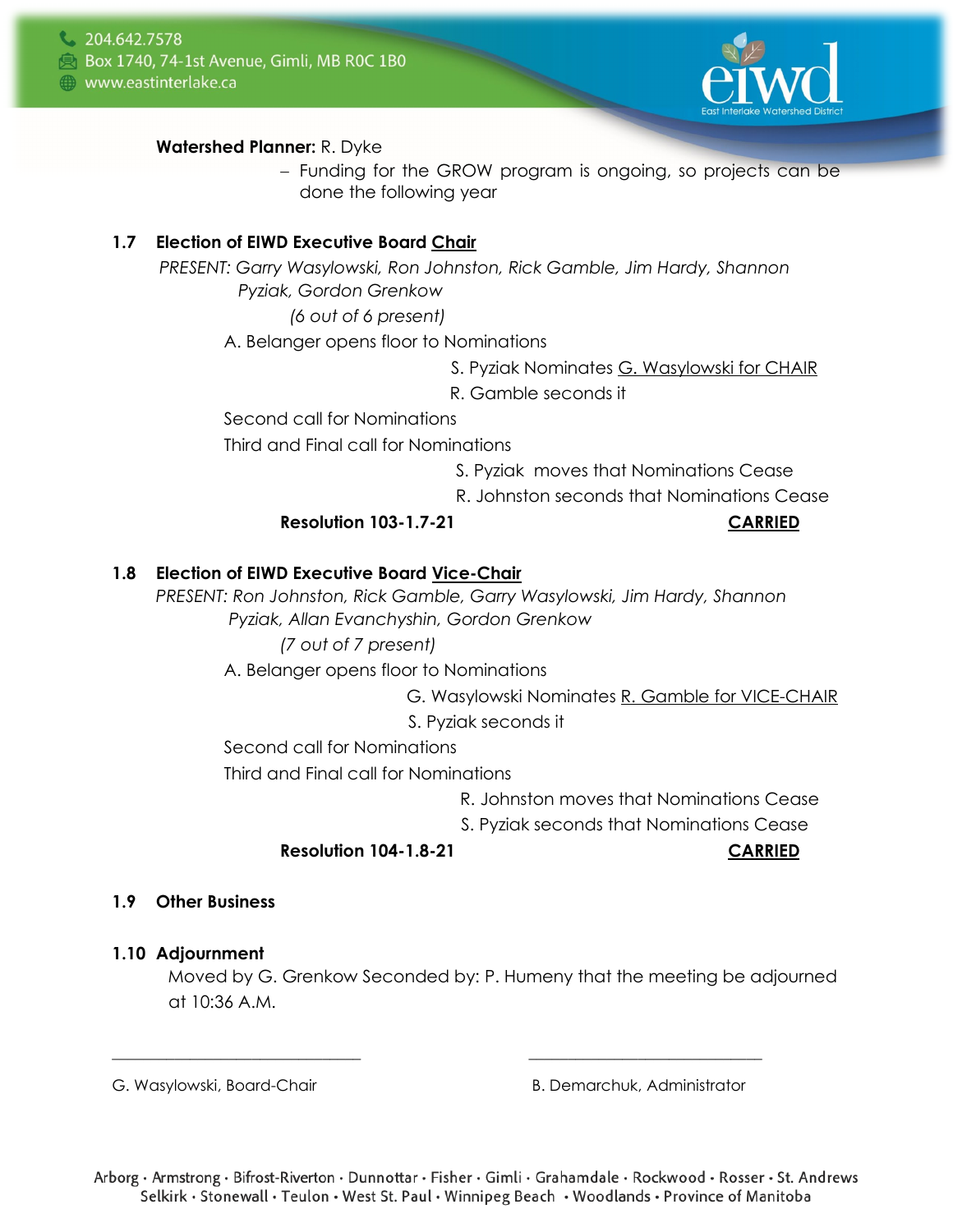**Watershed Planner:** R. Dyke

- Funding for the GROW program is ongoing, so projects can be done the following year

## 1.7 Election of EIWD Executive Board Chair

*PRESENT: Garry Wasylowski, Ron Johnston, Rick Gamble, Jim Hardy, Shannon Pyziak, Gordon Grenkow*

*(6 out of 6 present)*

A. Belanger opens floor to Nominations

S. Pyziak Nominates G. Wasylowski for CHAIR

R. Gamble seconds it

Second call for Nominations

Third and Final call for Nominations

S. Pyziak moves that Nominations Cease

R. Johnston seconds that Nominations Cease

**Resolution 103-1.7-21** **CARRIED**

## 1.8 Election of EIWD Executive Board Vice-Chair

*PRESENT: Ron Johnston, Rick Gamble, Garry Wasylowski, Jim Hardy, Shannon Pyziak, Allan Evanchyshin, Gordon Grenkow*

*(7 out of 7 present)*

A. Belanger opens floor to Nominations

G. Wasylowski Nominates R. Gamble for VICE-CHAIR

S. Pyziak seconds it

Second call for Nominations

Third and Final call for Nominations

R. Johnston moves that Nominations Cease

S. Pyziak seconds that Nominations Cease

**Resolution 104-1.8-21** **CARRIED**

## 1.9 Other Business

## 1.10 Adjournment

Moved by G. Grenkow Seconded by: P. Humeny that the meeting be adjourned at 10:36 A.M.

_____________________________ _____________________________

G. Wasylowski, Board-Chair B. Demarchuk, Administrator